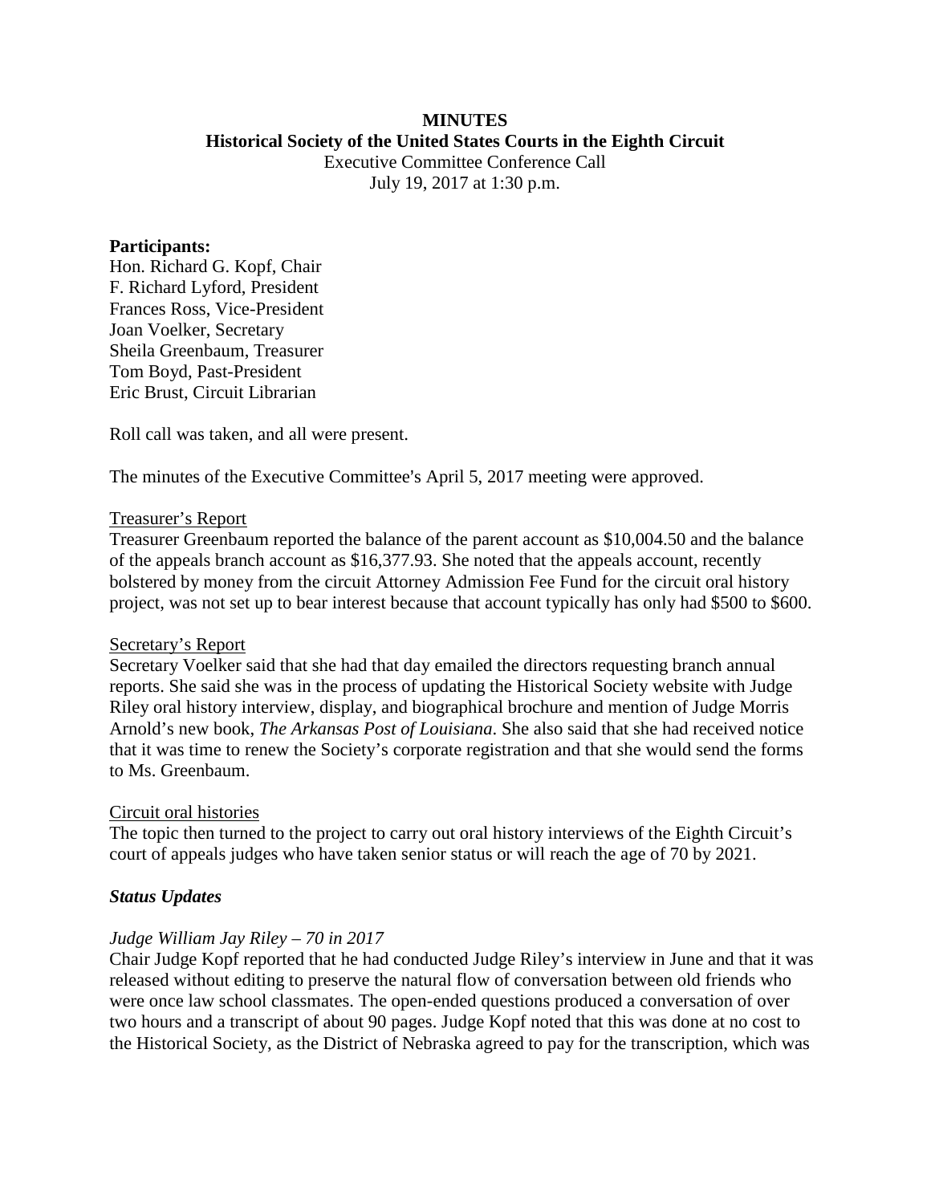**MINUTES**

**Historical Society of the United States Courts in the Eighth Circuit**

Executive Committee Conference Call

July 19, 2017 at 1:30 p.m.

**Participants:**

Hon. Richard G. Kopf, Chair
F. Richard Lyford, President
Frances Ross, Vice-President
Joan Voelker, Secretary
Sheila Greenbaum, Treasurer
Tom Boyd, Past-President
Eric Brust, Circuit Librarian

Roll call was taken, and all were present.

The minutes of the Executive Committee's April 5, 2017 meeting were approved.

Treasurer's Report

Treasurer Greenbaum reported the balance of the parent account as $10,004.50 and the balance of the appeals branch account as $16,377.93. She noted that the appeals account, recently bolstered by money from the circuit Attorney Admission Fee Fund for the circuit oral history project, was not set up to bear interest because that account typically has only had $500 to $600.

Secretary's Report

Secretary Voelker said that she had that day emailed the directors requesting branch annual reports. She said she was in the process of updating the Historical Society website with Judge Riley oral history interview, display, and biographical brochure and mention of Judge Morris Arnold's new book, *The Arkansas Post of Louisiana*. She also said that she had received notice that it was time to renew the Society's corporate registration and that she would send the forms to Ms. Greenbaum.

Circuit oral histories

The topic then turned to the project to carry out oral history interviews of the Eighth Circuit's court of appeals judges who have taken senior status or will reach the age of 70 by 2021.

***Status Updates***

*Judge William Jay Riley – 70 in 2017*

Chair Judge Kopf reported that he had conducted Judge Riley's interview in June and that it was released without editing to preserve the natural flow of conversation between old friends who were once law school classmates. The open-ended questions produced a conversation of over two hours and a transcript of about 90 pages. Judge Kopf noted that this was done at no cost to the Historical Society, as the District of Nebraska agreed to pay for the transcription, which was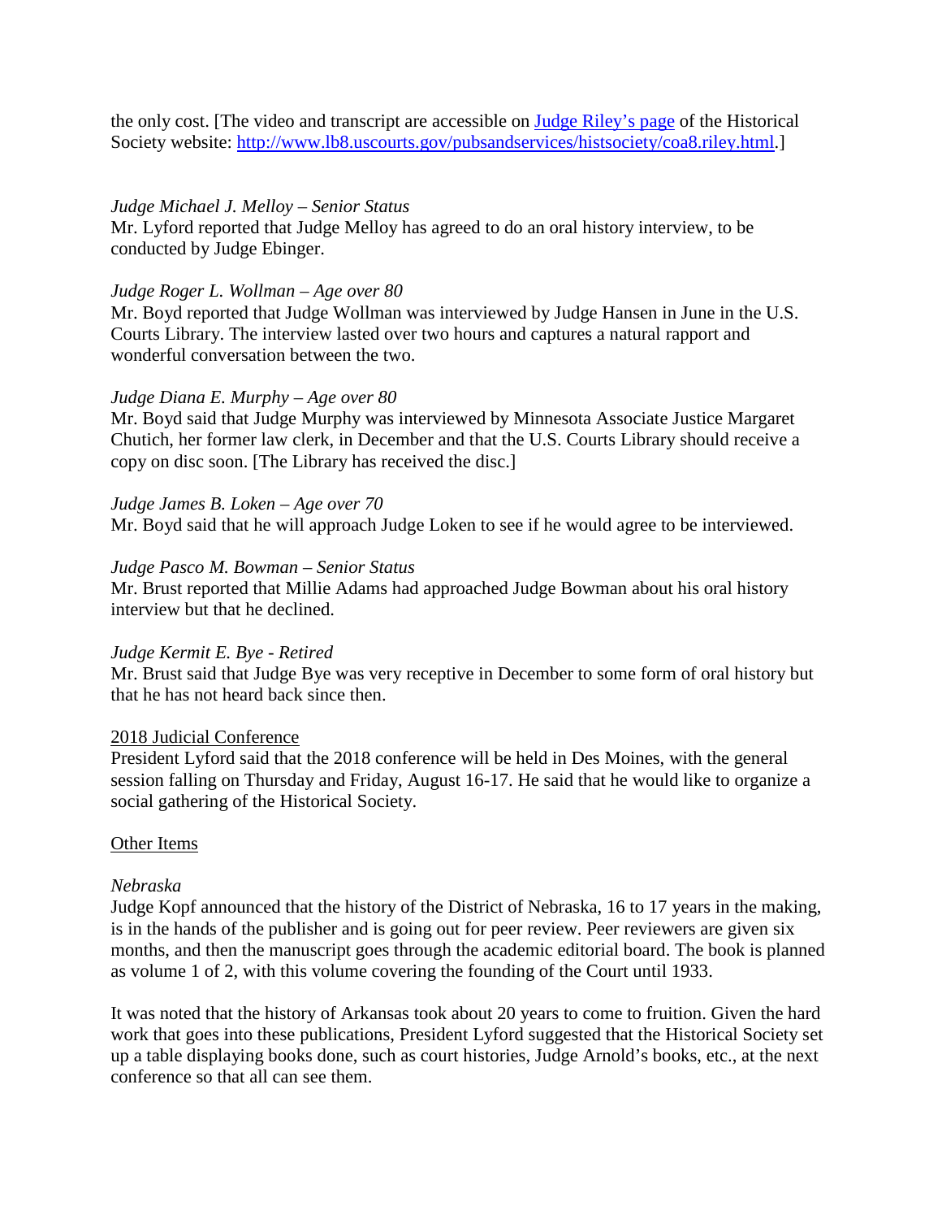the only cost. [The video and transcript are accessible on [Judge Riley's page](http://www.lb8.uscourts.gov/pubsandservices/histsociety/coa8.riley.html) of the Historical Society website: http://www.lb8.uscourts.gov/pubsandservices/histsociety/coa8.riley.html.]

*Judge Michael J. Melloy – Senior Status*
Mr. Lyford reported that Judge Melloy has agreed to do an oral history interview, to be conducted by Judge Ebinger.

*Judge Roger L. Wollman – Age over 80*
Mr. Boyd reported that Judge Wollman was interviewed by Judge Hansen in June in the U.S. Courts Library. The interview lasted over two hours and captures a natural rapport and wonderful conversation between the two.

*Judge Diana E. Murphy – Age over 80*
Mr. Boyd said that Judge Murphy was interviewed by Minnesota Associate Justice Margaret Chutich, her former law clerk, in December and that the U.S. Courts Library should receive a copy on disc soon. [The Library has received the disc.]

*Judge James B. Loken – Age over 70*
Mr. Boyd said that he will approach Judge Loken to see if he would agree to be interviewed.

*Judge Pasco M. Bowman – Senior Status*
Mr. Brust reported that Millie Adams had approached Judge Bowman about his oral history interview but that he declined.

*Judge Kermit E. Bye - Retired*
Mr. Brust said that Judge Bye was very receptive in December to some form of oral history but that he has not heard back since then.

<u>2018 Judicial Conference</u>
President Lyford said that the 2018 conference will be held in Des Moines, with the general session falling on Thursday and Friday, August 16-17. He said that he would like to organize a social gathering of the Historical Society.

<u>Other Items</u>

*Nebraska*
Judge Kopf announced that the history of the District of Nebraska, 16 to 17 years in the making, is in the hands of the publisher and is going out for peer review. Peer reviewers are given six months, and then the manuscript goes through the academic editorial board. The book is planned as volume 1 of 2, with this volume covering the founding of the Court until 1933.

It was noted that the history of Arkansas took about 20 years to come to fruition. Given the hard work that goes into these publications, President Lyford suggested that the Historical Society set up a table displaying books done, such as court histories, Judge Arnold's books, etc., at the next conference so that all can see them.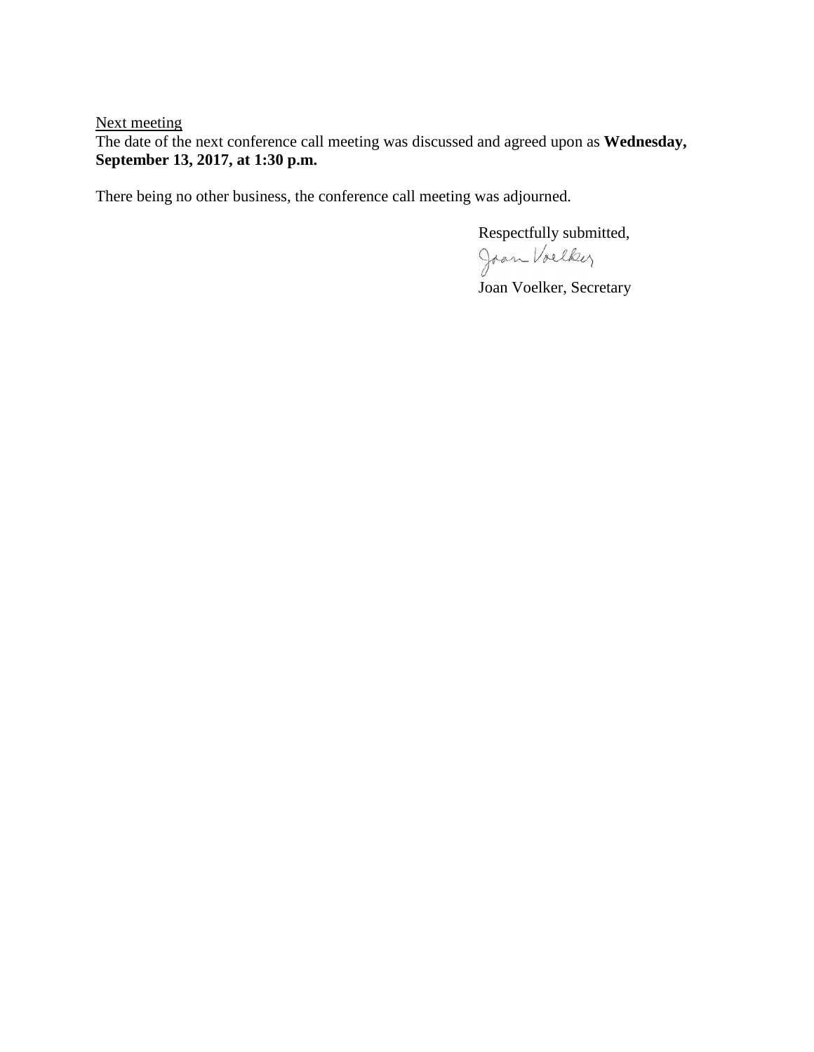<u>Next meeting</u>
The date of the next conference call meeting was discussed and agreed upon as **Wednesday, September 13, 2017, at 1:30 p.m.**

There being no other business, the conference call meeting was adjourned.

Respectfully submitted,

Joan Voelker

Joan Voelker, Secretary